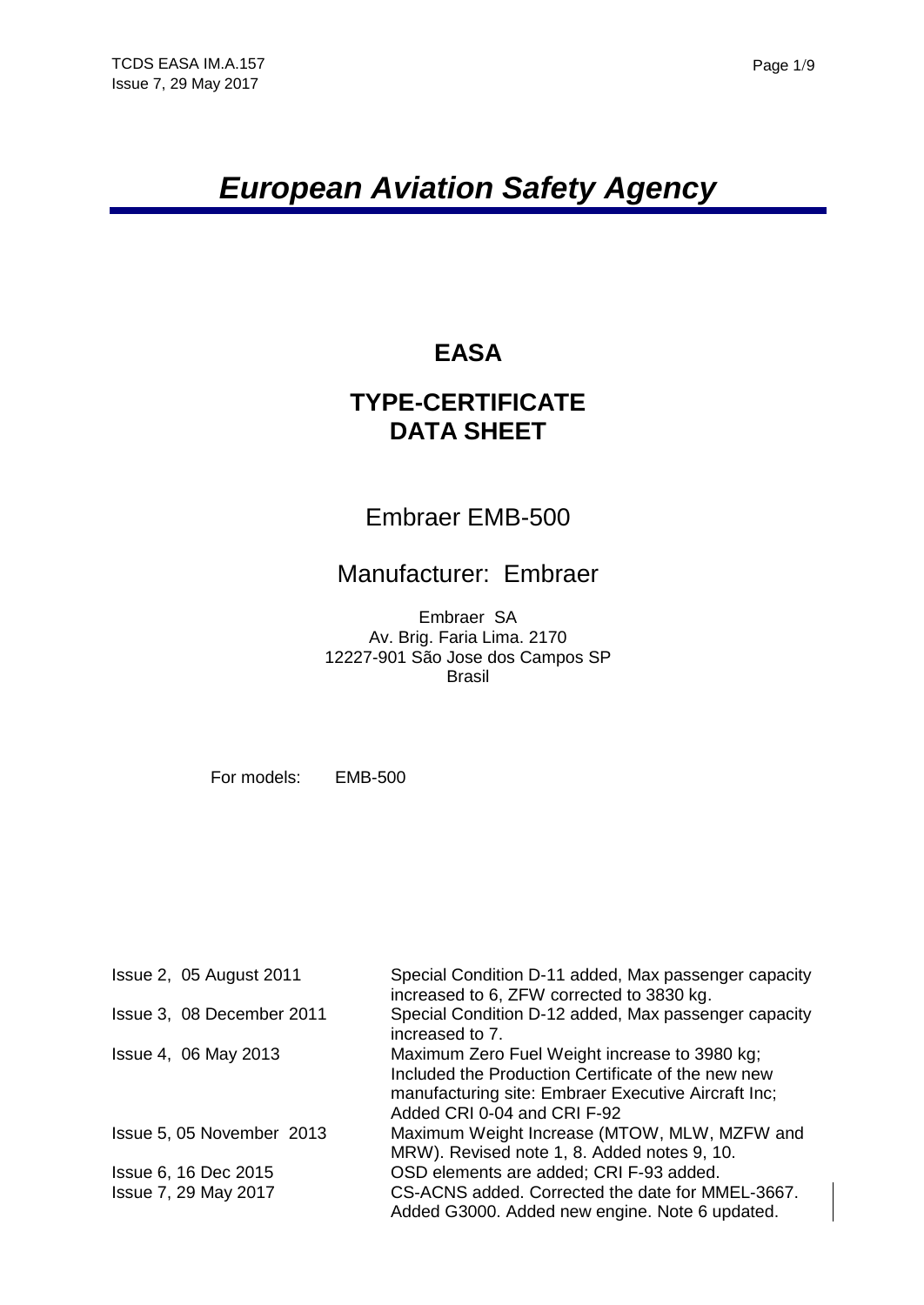# *European Aviation Safety Agency*

## EASA

## TYPE-CERTIFICATE DATA SHEET

Embraer EMB-500

Manufacturer: Embraer

Embraer SA
Av. Brig. Faria Lima. 2170
12227-901 São Jose dos Campos SP
Brasil

For models: EMB-500

| | |
|---|---|
| Issue 2, 05 August 2011 | Special Condition D-11 added, Max passenger capacity increased to 6, ZFW corrected to 3830 kg. |
| Issue 3, 08 December 2011 | Special Condition D-12 added, Max passenger capacity increased to 7. |
| Issue 4, 06 May 2013 | Maximum Zero Fuel Weight increase to 3980 kg; Included the Production Certificate of the new new manufacturing site: Embraer Executive Aircraft Inc; Added CRI 0-04 and CRI F-92 |
| Issue 5, 05 November 2013 | Maximum Weight Increase (MTOW, MLW, MZFW and MRW). Revised note 1, 8. Added notes 9, 10. |
| Issue 6, 16 Dec 2015 | OSD elements are added; CRI F-93 added. |
| Issue 7, 29 May 2017 | CS-ACNS added. Corrected the date for MMEL-3667. Added G3000. Added new engine. Note 6 updated. |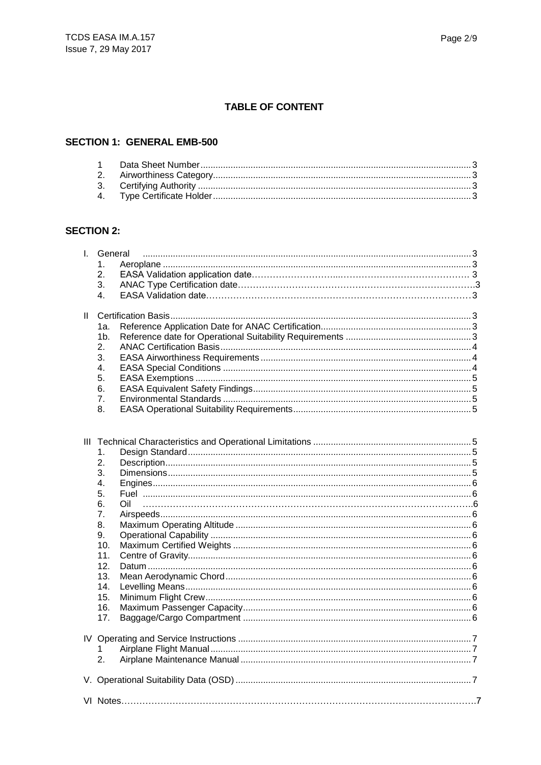## TABLE OF CONTENT

### SECTION 1: GENERAL EMB-500

1 Data Sheet Number .......... 3
2. Airworthiness Category .......... 3
3. Certifying Authority .......... 3
4. Type Certificate Holder .......... 3

### SECTION 2:

I. General .......... 3
   1. Aeroplane .......... 3
   2. EASA Validation application date .......... 3
   3. ANAC Type Certification date .......... 3
   4. EASA Validation date .......... 3

II Certification Basis .......... 3
   1a. Reference Application Date for ANAC Certification .......... 3
   1b. Reference date for Operational Suitability Requirements .......... 3
   2. ANAC Certification Basis .......... 4
   3. EASA Airworthiness Requirements .......... 4
   4. EASA Special Conditions .......... 4
   5. EASA Exemptions .......... 5
   6. EASA Equivalent Safety Findings .......... 5
   7. Environmental Standards .......... 5
   8. EASA Operational Suitability Requirements .......... 5

III Technical Characteristics and Operational Limitations .......... 5
   1. Design Standard .......... 5
   2. Description .......... 5
   3. Dimensions .......... 5
   4. Engines .......... 6
   5. Fuel .......... 6
   6. Oil .......... 6
   7. Airspeeds .......... 6
   8. Maximum Operating Altitude .......... 6
   9. Operational Capability .......... 6
   10. Maximum Certified Weights .......... 6
   11. Centre of Gravity .......... 6
   12. Datum .......... 6
   13. Mean Aerodynamic Chord .......... 6
   14. Levelling Means .......... 6
   15. Minimum Flight Crew .......... 6
   16. Maximum Passenger Capacity .......... 6
   17. Baggage/Cargo Compartment .......... 6

IV Operating and Service Instructions .......... 7
   1 Airplane Flight Manual .......... 7
   2. Airplane Maintenance Manual .......... 7

V. Operational Suitability Data (OSD) .......... 7

VI Notes .......... 7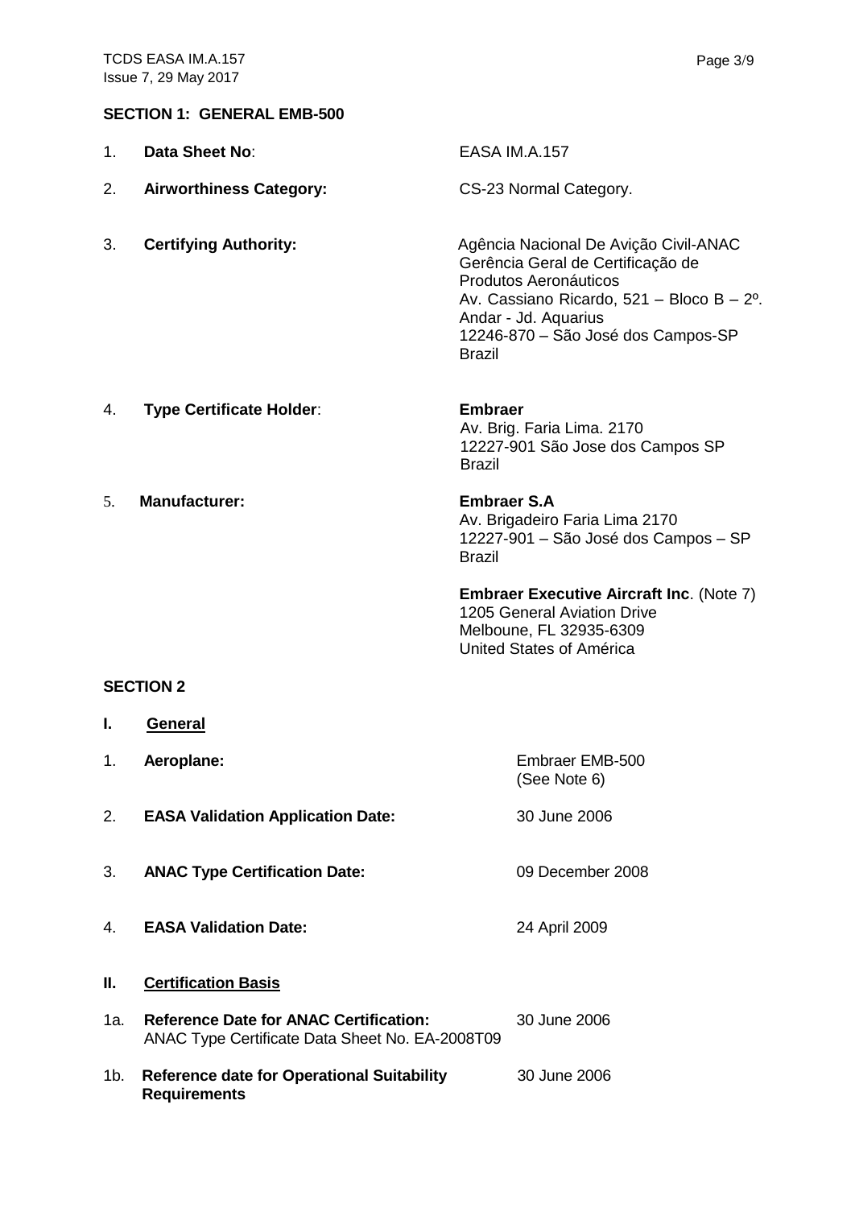**SECTION 1: GENERAL EMB-500**

1. **Data Sheet No**: EASA IM.A.157

2. **Airworthiness Category:** CS-23 Normal Category.

3. **Certifying Authority:** Agência Nacional De Avição Civil-ANAC
   Gerência Geral de Certificação de Produtos Aeronáuticos
   Av. Cassiano Ricardo, 521 – Bloco B – 2º. Andar - Jd. Aquarius
   12246-870 – São José dos Campos-SP
   Brazil

4. **Type Certificate Holder**: **Embraer**
   Av. Brig. Faria Lima. 2170
   12227-901 São Jose dos Campos SP
   Brazil

5. **Manufacturer:** **Embraer S.A**
   Av. Brigadeiro Faria Lima 2170
   12227-901 – São José dos Campos – SP
   Brazil

   **Embraer Executive Aircraft Inc**. (Note 7)
   1205 General Aviation Drive
   Melboune, FL 32935-6309
   United States of América

**SECTION 2**

**I. General**

1. **Aeroplane:** Embraer EMB-500 (See Note 6)

2. **EASA Validation Application Date:** 30 June 2006

3. **ANAC Type Certification Date:** 09 December 2008

4. **EASA Validation Date:** 24 April 2009

**II. Certification Basis**

1a. **Reference Date for ANAC Certification:** 30 June 2006
ANAC Type Certificate Data Sheet No. EA-2008T09

1b. **Reference date for Operational Suitability Requirements** 30 June 2006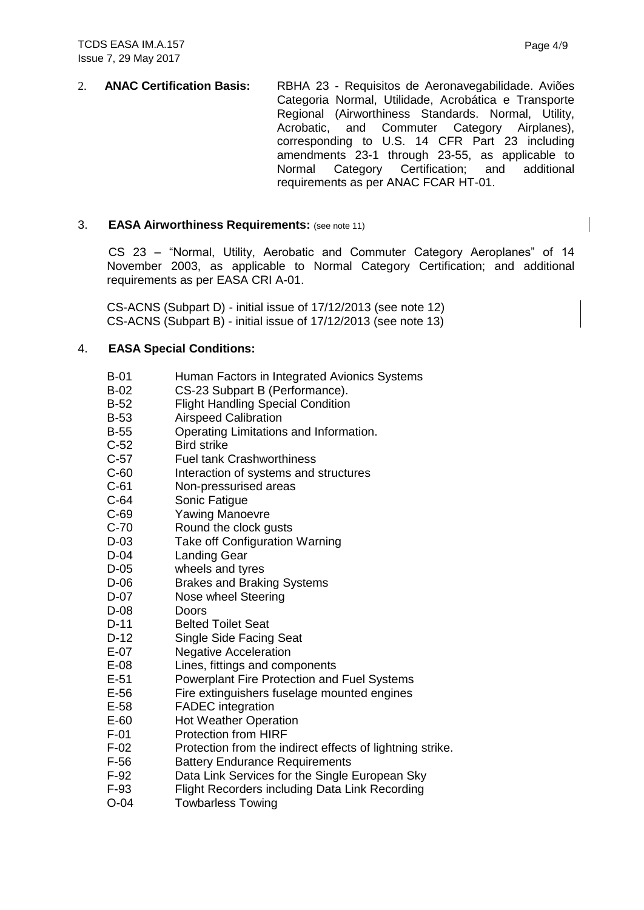2. **ANAC Certification Basis:** RBHA 23 - Requisitos de Aeronavegabilidade. Aviões Categoria Normal, Utilidade, Acrobática e Transporte Regional (Airworthiness Standards. Normal, Utility, Acrobatic, and Commuter Category Airplanes), corresponding to U.S. 14 CFR Part 23 including amendments 23-1 through 23-55, as applicable to Normal Category Certification; and additional requirements as per ANAC FCAR HT-01.

3. **EASA Airworthiness Requirements:** (see note 11)

CS 23 – "Normal, Utility, Aerobatic and Commuter Category Aeroplanes" of 14 November 2003, as applicable to Normal Category Certification; and additional requirements as per EASA CRI A-01.

CS-ACNS (Subpart D) - initial issue of 17/12/2013 (see note 12)
CS-ACNS (Subpart B) - initial issue of 17/12/2013 (see note 13)

4. **EASA Special Conditions:**

| | |
|---|---|
| B-01 | Human Factors in Integrated Avionics Systems |
| B-02 | CS-23 Subpart B (Performance). |
| B-52 | Flight Handling Special Condition |
| B-53 | Airspeed Calibration |
| B-55 | Operating Limitations and Information. |
| C-52 | Bird strike |
| C-57 | Fuel tank Crashworthiness |
| C-60 | Interaction of systems and structures |
| C-61 | Non-pressurised areas |
| C-64 | Sonic Fatigue |
| C-69 | Yawing Manoevre |
| C-70 | Round the clock gusts |
| D-03 | Take off Configuration Warning |
| D-04 | Landing Gear |
| D-05 | wheels and tyres |
| D-06 | Brakes and Braking Systems |
| D-07 | Nose wheel Steering |
| D-08 | Doors |
| D-11 | Belted Toilet Seat |
| D-12 | Single Side Facing Seat |
| E-07 | Negative Acceleration |
| E-08 | Lines, fittings and components |
| E-51 | Powerplant Fire Protection and Fuel Systems |
| E-56 | Fire extinguishers fuselage mounted engines |
| E-58 | FADEC integration |
| E-60 | Hot Weather Operation |
| F-01 | Protection from HIRF |
| F-02 | Protection from the indirect effects of lightning strike. |
| F-56 | Battery Endurance Requirements |
| F-92 | Data Link Services for the Single European Sky |
| F-93 | Flight Recorders including Data Link Recording |
| O-04 | Towbarless Towing |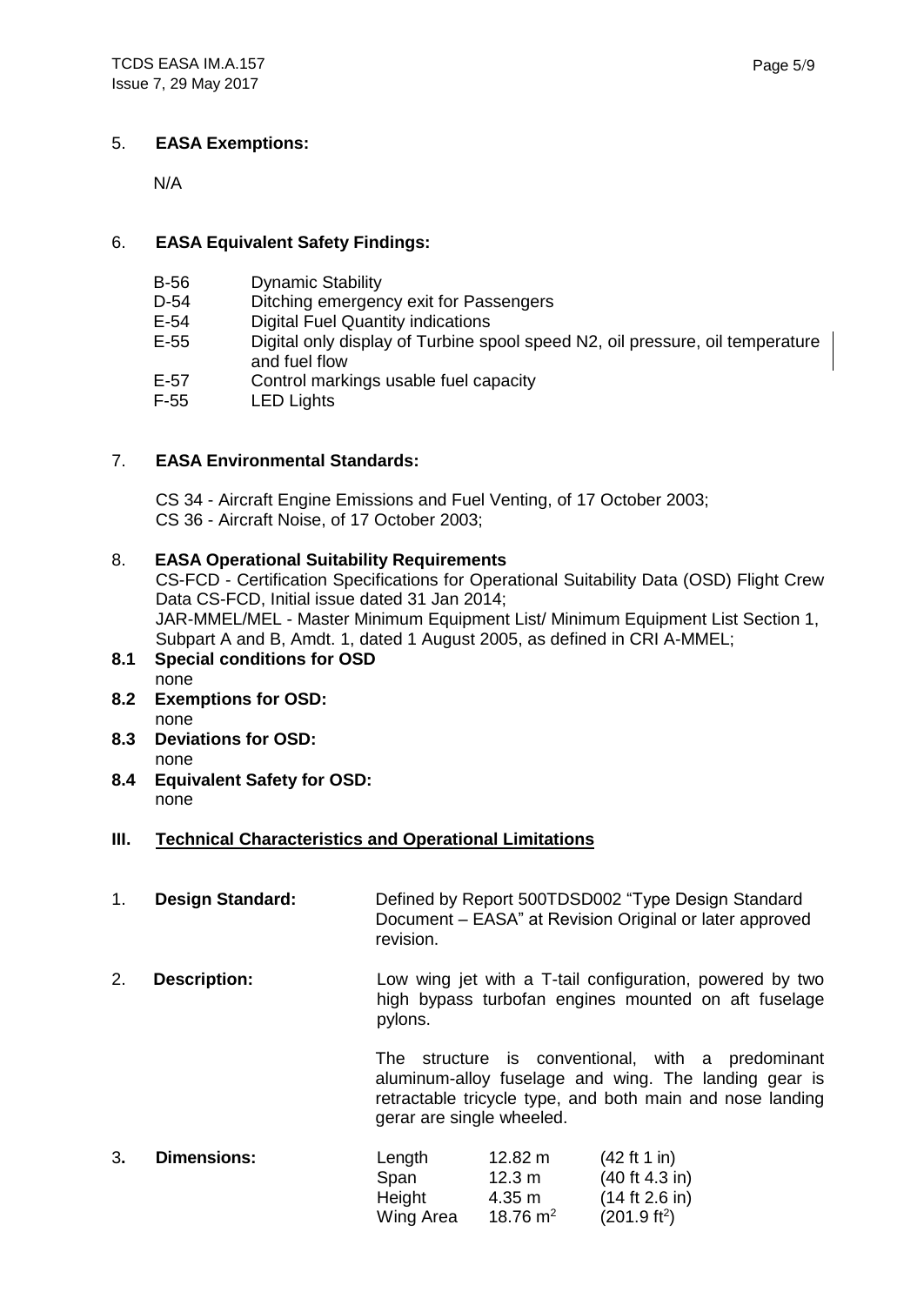## 5. **EASA Exemptions:**

N/A

## 6. **EASA Equivalent Safety Findings:**

| | |
|---|---|
| B-56 | Dynamic Stability |
| D-54 | Ditching emergency exit for Passengers |
| E-54 | Digital Fuel Quantity indications |
| E-55 | Digital only display of Turbine spool speed N2, oil pressure, oil temperature and fuel flow |
| E-57 | Control markings usable fuel capacity |
| F-55 | LED Lights |

## 7. **EASA Environmental Standards:**

CS 34 - Aircraft Engine Emissions and Fuel Venting, of 17 October 2003;
CS 36 - Aircraft Noise, of 17 October 2003;

## 8. **EASA Operational Suitability Requirements**

CS-FCD - Certification Specifications for Operational Suitability Data (OSD) Flight Crew Data CS-FCD, Initial issue dated 31 Jan 2014;
JAR-MMEL/MEL - Master Minimum Equipment List/ Minimum Equipment List Section 1, Subpart A and B, Amdt. 1, dated 1 August 2005, as defined in CRI A-MMEL;

**8.1 Special conditions for OSD**
none

**8.2 Exemptions for OSD:**
none

**8.3 Deviations for OSD:**
none

**8.4 Equivalent Safety for OSD:**
none

# III. Technical Characteristics and Operational Limitations

**1. Design Standard:** Defined by Report 500TDSD002 "Type Design Standard Document – EASA" at Revision Original or later approved revision.

**2. Description:** Low wing jet with a T-tail configuration, powered by two high bypass turbofan engines mounted on aft fuselage pylons.

The structure is conventional, with a predominant aluminum-alloy fuselage and wing. The landing gear is retractable tricycle type, and both main and nose landing gerar are single wheeled.

**3. Dimensions:**

| | | |
|---|---|---|
| Length | 12.82 m | (42 ft 1 in) |
| Span | 12.3 m | (40 ft 4.3 in) |
| Height | 4.35 m | (14 ft 2.6 in) |
| Wing Area | 18.76 $m^2$ | (201.9 $ft^2$) |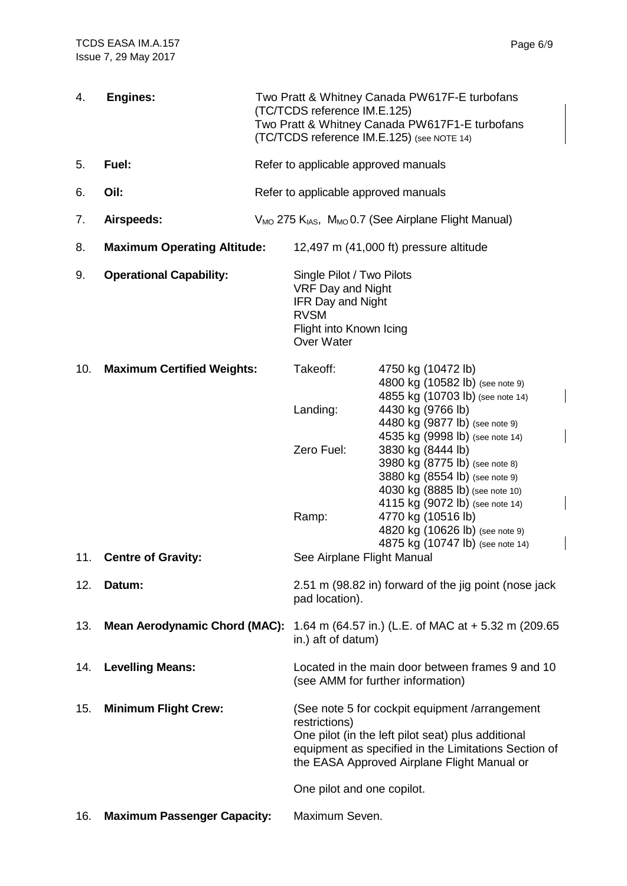4. **Engines:** Two Pratt & Whitney Canada PW617F-E turbofans (TC/TCDS reference IM.E.125)
Two Pratt & Whitney Canada PW617F1-E turbofans (TC/TCDS reference IM.E.125) (see NOTE 14)

5. **Fuel:** Refer to applicable approved manuals

6. **Oil:** Refer to applicable approved manuals

7. **Airspeeds:** $V_{MO}$ 275 $K_{IAS}$, $M_{MO}$ 0.7 (See Airplane Flight Manual)

8. **Maximum Operating Altitude:** 12,497 m (41,000 ft) pressure altitude

9. **Operational Capability:**
Single Pilot / Two Pilots
VRF Day and Night
IFR Day and Night
RVSM
Flight into Known Icing
Over Water

10. **Maximum Certified Weights:**

| | |
|---|---|
| Takeoff: | 4750 kg (10472 lb)<br>4800 kg (10582 lb) (see note 9)<br>4855 kg (10703 lb) (see note 14) |
| Landing: | 4430 kg (9766 lb)<br>4480 kg (9877 lb) (see note 9)<br>4535 kg (9998 lb) (see note 14) |
| Zero Fuel: | 3830 kg (8444 lb)<br>3980 kg (8775 lb) (see note 8)<br>3880 kg (8554 lb) (see note 9)<br>4030 kg (8885 lb) (see note 10)<br>4115 kg (9072 lb) (see note 14) |
| Ramp: | 4770 kg (10516 lb)<br>4820 kg (10626 lb) (see note 9)<br>4875 kg (10747 lb) (see note 14) |

11. **Centre of Gravity:** See Airplane Flight Manual

12. **Datum:** 2.51 m (98.82 in) forward of the jig point (nose jack pad location).

13. **Mean Aerodynamic Chord (MAC):** 1.64 m (64.57 in.) (L.E. of MAC at + 5.32 m (209.65 in.) aft of datum)

14. **Levelling Means:** Located in the main door between frames 9 and 10 (see AMM for further information)

15. **Minimum Flight Crew:** (See note 5 for cockpit equipment /arrangement restrictions)
One pilot (in the left pilot seat) plus additional equipment as specified in the Limitations Section of the EASA Approved Airplane Flight Manual or

One pilot and one copilot.

16. **Maximum Passenger Capacity:** Maximum Seven.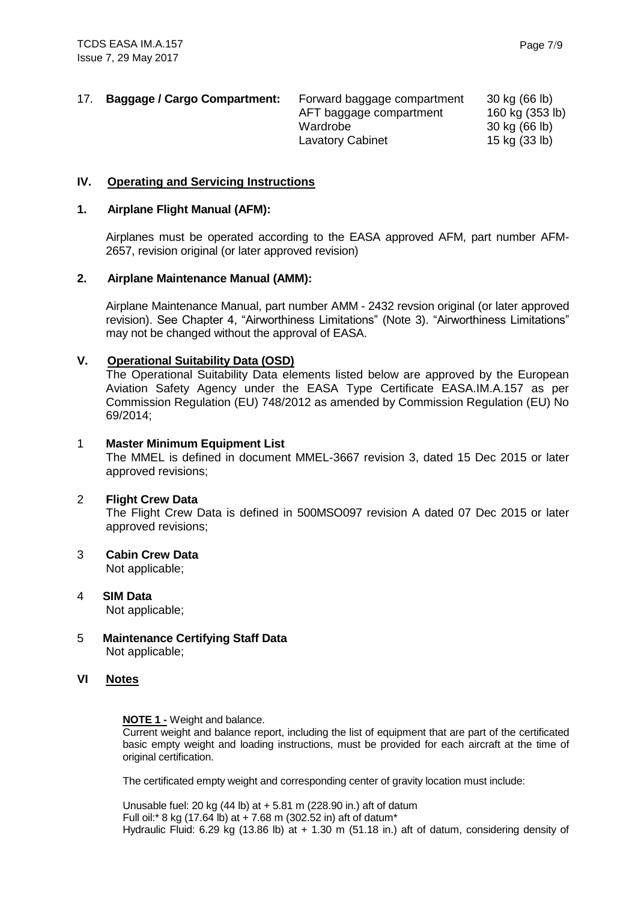17. **Baggage / Cargo Compartment:**

| | |
|---|---|
| Forward baggage compartment | 30 kg (66 lb) |
| AFT baggage compartment | 160 kg (353 lb) |
| Wardrobe | 30 kg (66 lb) |
| Lavatory Cabinet | 15 kg (33 lb) |

## IV. Operating and Servicing Instructions

### 1. Airplane Flight Manual (AFM):

Airplanes must be operated according to the EASA approved AFM, part number AFM-2657, revision original (or later approved revision)

### 2. Airplane Maintenance Manual (AMM):

Airplane Maintenance Manual, part number AMM - 2432 revsion original (or later approved revision). See Chapter 4, "Airworthiness Limitations" (Note 3). "Airworthiness Limitations" may not be changed without the approval of EASA.

## V. Operational Suitability Data (OSD)

The Operational Suitability Data elements listed below are approved by the European Aviation Safety Agency under the EASA Type Certificate EASA.IM.A.157 as per Commission Regulation (EU) 748/2012 as amended by Commission Regulation (EU) No 69/2014;

### 1 Master Minimum Equipment List

The MMEL is defined in document MMEL-3667 revision 3, dated 15 Dec 2015 or later approved revisions;

### 2 Flight Crew Data

The Flight Crew Data is defined in 500MSO097 revision A dated 07 Dec 2015 or later approved revisions;

### 3 Cabin Crew Data

Not applicable;

### 4 SIM Data

Not applicable;

### 5 Maintenance Certifying Staff Data

Not applicable;

## VI Notes

**NOTE 1 -** Weight and balance.
Current weight and balance report, including the list of equipment that are part of the certificated basic empty weight and loading instructions, must be provided for each aircraft at the time of original certification.

The certificated empty weight and corresponding center of gravity location must include:

Unusable fuel: 20 kg (44 lb) at + 5.81 m (228.90 in.) aft of datum
Full oil:* 8 kg (17.64 lb) at + 7.68 m (302.52 in) aft of datum*
Hydraulic Fluid: 6.29 kg (13.86 lb) at + 1.30 m (51.18 in.) aft of datum, considering density of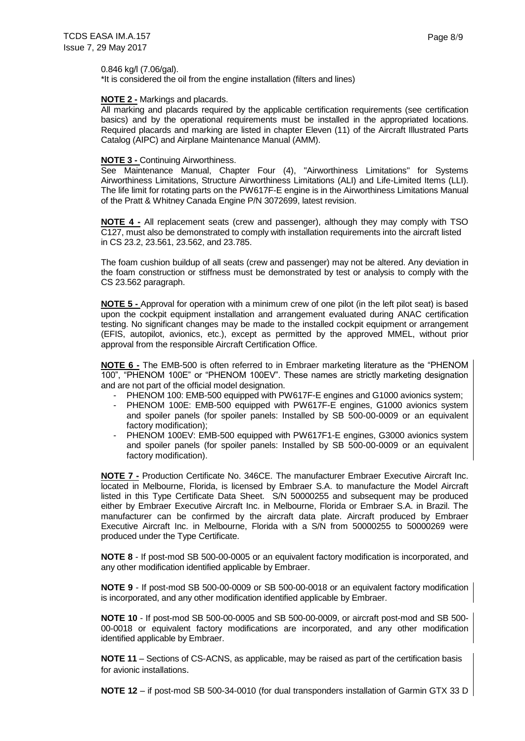0.846 kg/l (7.06/gal).
*It is considered the oil from the engine installation (filters and lines)

**NOTE 2 -** Markings and placards.
All marking and placards required by the applicable certification requirements (see certification basics) and by the operational requirements must be installed in the appropriated locations. Required placards and marking are listed in chapter Eleven (11) of the Aircraft Illustrated Parts Catalog (AIPC) and Airplane Maintenance Manual (AMM).

**NOTE 3 -** Continuing Airworthiness.
See Maintenance Manual, Chapter Four (4), "Airworthiness Limitations" for Systems Airworthiness Limitations, Structure Airworthiness Limitations (ALI) and Life-Limited Items (LLI). The life limit for rotating parts on the PW617F-E engine is in the Airworthiness Limitations Manual of the Pratt & Whitney Canada Engine P/N 3072699, latest revision.

**NOTE 4 -** All replacement seats (crew and passenger), although they may comply with TSO C127, must also be demonstrated to comply with installation requirements into the aircraft listed in CS 23.2, 23.561, 23.562, and 23.785.

The foam cushion buildup of all seats (crew and passenger) may not be altered. Any deviation in the foam construction or stiffness must be demonstrated by test or analysis to comply with the CS 23.562 paragraph.

**NOTE 5 -** Approval for operation with a minimum crew of one pilot (in the left pilot seat) is based upon the cockpit equipment installation and arrangement evaluated during ANAC certification testing. No significant changes may be made to the installed cockpit equipment or arrangement (EFIS, autopilot, avionics, etc.), except as permitted by the approved MMEL, without prior approval from the responsible Aircraft Certification Office.

**NOTE 6 -** The EMB-500 is often referred to in Embraer marketing literature as the "PHENOM 100", "PHENOM 100E" or "PHENOM 100EV". These names are strictly marketing designation and are not part of the official model designation.

- PHENOM 100: EMB-500 equipped with PW617F-E engines and G1000 avionics system;
- PHENOM 100E: EMB-500 equipped with PW617F-E engines, G1000 avionics system and spoiler panels (for spoiler panels: Installed by SB 500-00-0009 or an equivalent factory modification);
- PHENOM 100EV: EMB-500 equipped with PW617F1-E engines, G3000 avionics system and spoiler panels (for spoiler panels: Installed by SB 500-00-0009 or an equivalent factory modification).

**NOTE 7 -** Production Certificate No. 346CE. The manufacturer Embraer Executive Aircraft Inc. located in Melbourne, Florida, is licensed by Embraer S.A. to manufacture the Model Aircraft listed in this Type Certificate Data Sheet. S/N 50000255 and subsequent may be produced either by Embraer Executive Aircraft Inc. in Melbourne, Florida or Embraer S.A. in Brazil. The manufacturer can be confirmed by the aircraft data plate. Aircraft produced by Embraer Executive Aircraft Inc. in Melbourne, Florida with a S/N from 50000255 to 50000269 were produced under the Type Certificate.

**NOTE 8** - If post-mod SB 500-00-0005 or an equivalent factory modification is incorporated, and any other modification identified applicable by Embraer.

**NOTE 9** - If post-mod SB 500-00-0009 or SB 500-00-0018 or an equivalent factory modification is incorporated, and any other modification identified applicable by Embraer.

**NOTE 10** - If post-mod SB 500-00-0005 and SB 500-00-0009, or aircraft post-mod and SB 500-00-0018 or equivalent factory modifications are incorporated, and any other modification identified applicable by Embraer.

**NOTE 11** – Sections of CS-ACNS, as applicable, may be raised as part of the certification basis for avionic installations.

**NOTE 12** – if post-mod SB 500-34-0010 (for dual transponders installation of Garmin GTX 33 D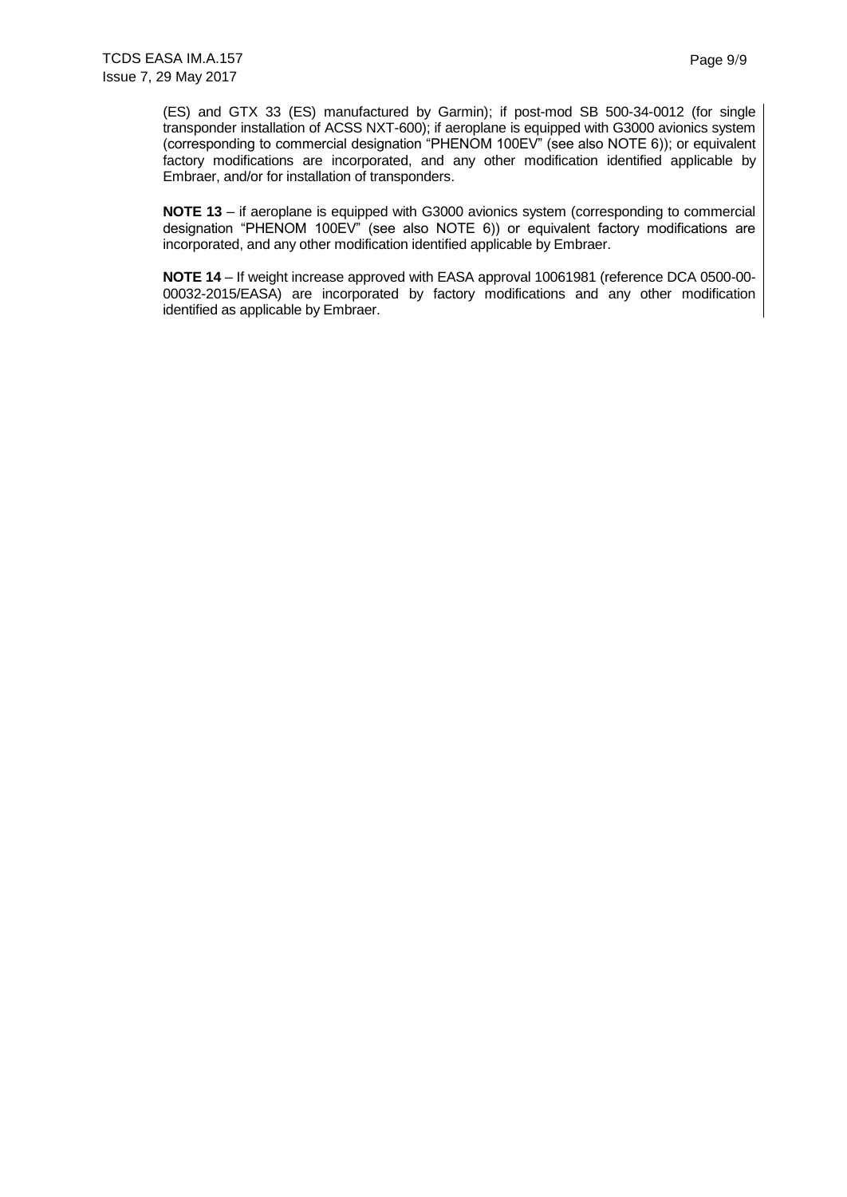(ES) and GTX 33 (ES) manufactured by Garmin); if post-mod SB 500-34-0012 (for single transponder installation of ACSS NXT-600); if aeroplane is equipped with G3000 avionics system (corresponding to commercial designation "PHENOM 100EV" (see also NOTE 6)); or equivalent factory modifications are incorporated, and any other modification identified applicable by Embraer, and/or for installation of transponders.

**NOTE 13** – if aeroplane is equipped with G3000 avionics system (corresponding to commercial designation "PHENOM 100EV" (see also NOTE 6)) or equivalent factory modifications are incorporated, and any other modification identified applicable by Embraer.

**NOTE 14** – If weight increase approved with EASA approval 10061981 (reference DCA 0500-00-00032-2015/EASA) are incorporated by factory modifications and any other modification identified as applicable by Embraer.